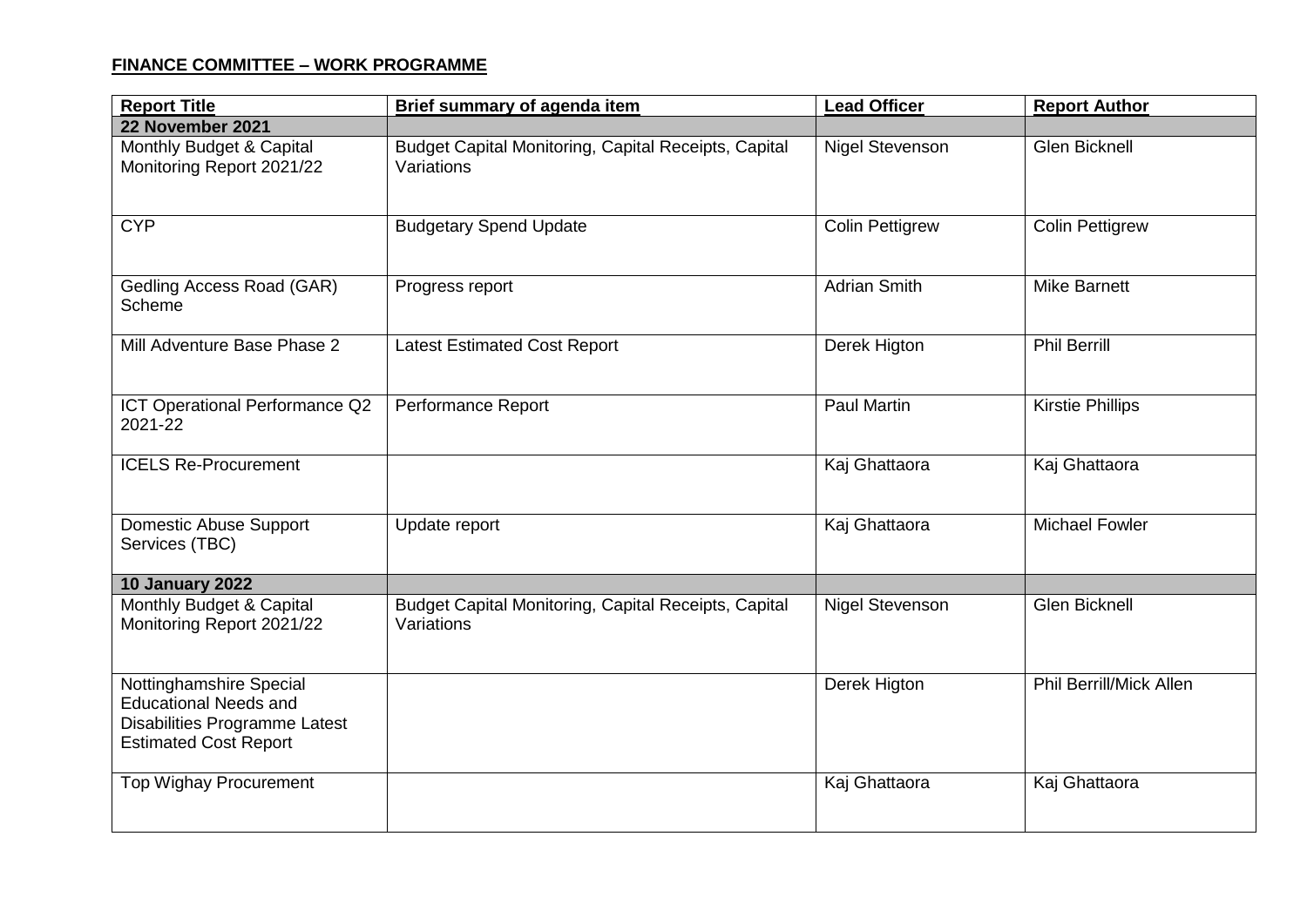**FINANCE COMMITTEE – WORK PROGRAMME**

| Report Title | Brief summary of agenda item | Lead Officer | Report Author |
|---|---|---|---|
| **22 November 2021** | | | |
| Monthly Budget & Capital Monitoring Report 2021/22 | Budget Capital Monitoring, Capital Receipts, Capital Variations | Nigel Stevenson | Glen Bicknell |
| CYP | Budgetary Spend Update | Colin Pettigrew | Colin Pettigrew |
| Gedling Access Road (GAR) Scheme | Progress report | Adrian Smith | Mike Barnett |
| Mill Adventure Base Phase 2 | Latest Estimated Cost Report | Derek Higton | Phil Berrill |
| ICT Operational Performance Q2 2021-22 | Performance Report | Paul Martin | Kirstie Phillips |
| ICELS Re-Procurement | | Kaj Ghattaora | Kaj Ghattaora |
| Domestic Abuse Support Services (TBC) | Update report | Kaj Ghattaora | Michael Fowler |
| **10 January 2022** | | | |
| Monthly Budget & Capital Monitoring Report 2021/22 | Budget Capital Monitoring, Capital Receipts, Capital Variations | Nigel Stevenson | Glen Bicknell |
| Nottinghamshire Special Educational Needs and Disabilities Programme Latest Estimated Cost Report | | Derek Higton | Phil Berrill/Mick Allen |
| Top Wighay Procurement | | Kaj Ghattaora | Kaj Ghattaora |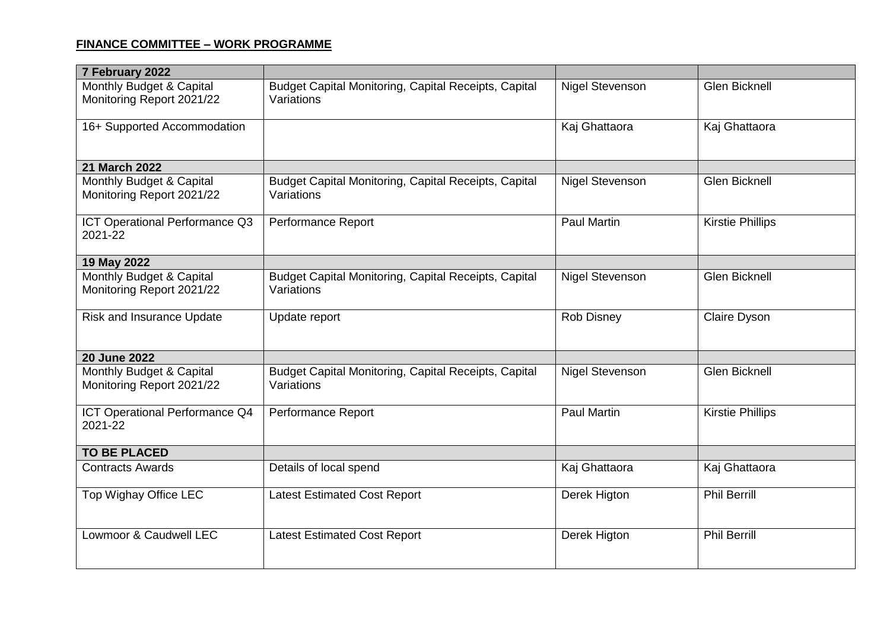**FINANCE COMMITTEE – WORK PROGRAMME**

| **7 February 2022** | | | |
|---|---|---|---|
| Monthly Budget & Capital Monitoring Report 2021/22 | Budget Capital Monitoring, Capital Receipts, Capital Variations | Nigel Stevenson | Glen Bicknell |
| 16+ Supported Accommodation | | Kaj Ghattaora | Kaj Ghattaora |
| **21 March 2022** | | | |
| Monthly Budget & Capital Monitoring Report 2021/22 | Budget Capital Monitoring, Capital Receipts, Capital Variations | Nigel Stevenson | Glen Bicknell |
| ICT Operational Performance Q3 2021-22 | Performance Report | Paul Martin | Kirstie Phillips |
| **19 May 2022** | | | |
| Monthly Budget & Capital Monitoring Report 2021/22 | Budget Capital Monitoring, Capital Receipts, Capital Variations | Nigel Stevenson | Glen Bicknell |
| Risk and Insurance Update | Update report | Rob Disney | Claire Dyson |
| **20 June 2022** | | | |
| Monthly Budget & Capital Monitoring Report 2021/22 | Budget Capital Monitoring, Capital Receipts, Capital Variations | Nigel Stevenson | Glen Bicknell |
| ICT Operational Performance Q4 2021-22 | Performance Report | Paul Martin | Kirstie Phillips |
| **TO BE PLACED** | | | |
| Contracts Awards | Details of local spend | Kaj Ghattaora | Kaj Ghattaora |
| Top Wighay Office LEC | Latest Estimated Cost Report | Derek Higton | Phil Berrill |
| Lowmoor & Caudwell LEC | Latest Estimated Cost Report | Derek Higton | Phil Berrill |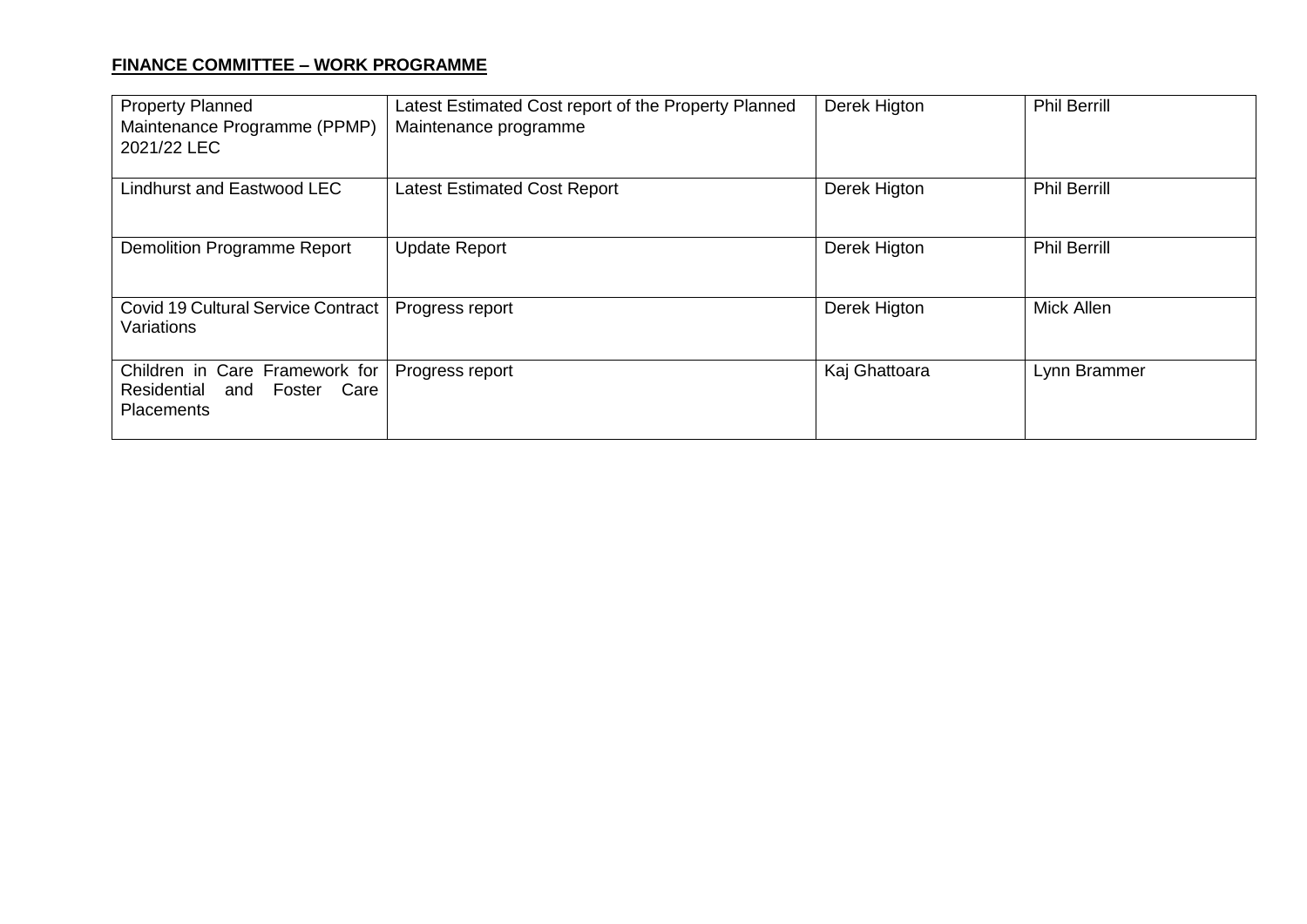**FINANCE COMMITTEE – WORK PROGRAMME**

| | | | |
|---|---|---|---|
| Property Planned Maintenance Programme (PPMP) 2021/22 LEC | Latest Estimated Cost report of the Property Planned Maintenance programme | Derek Higton | Phil Berrill |
| Lindhurst and Eastwood LEC | Latest Estimated Cost Report | Derek Higton | Phil Berrill |
| Demolition Programme Report | Update Report | Derek Higton | Phil Berrill |
| Covid 19 Cultural Service Contract Variations | Progress report | Derek Higton | Mick Allen |
| Children in Care Framework for Residential and Foster Care Placements | Progress report | Kaj Ghattoara | Lynn Brammer |